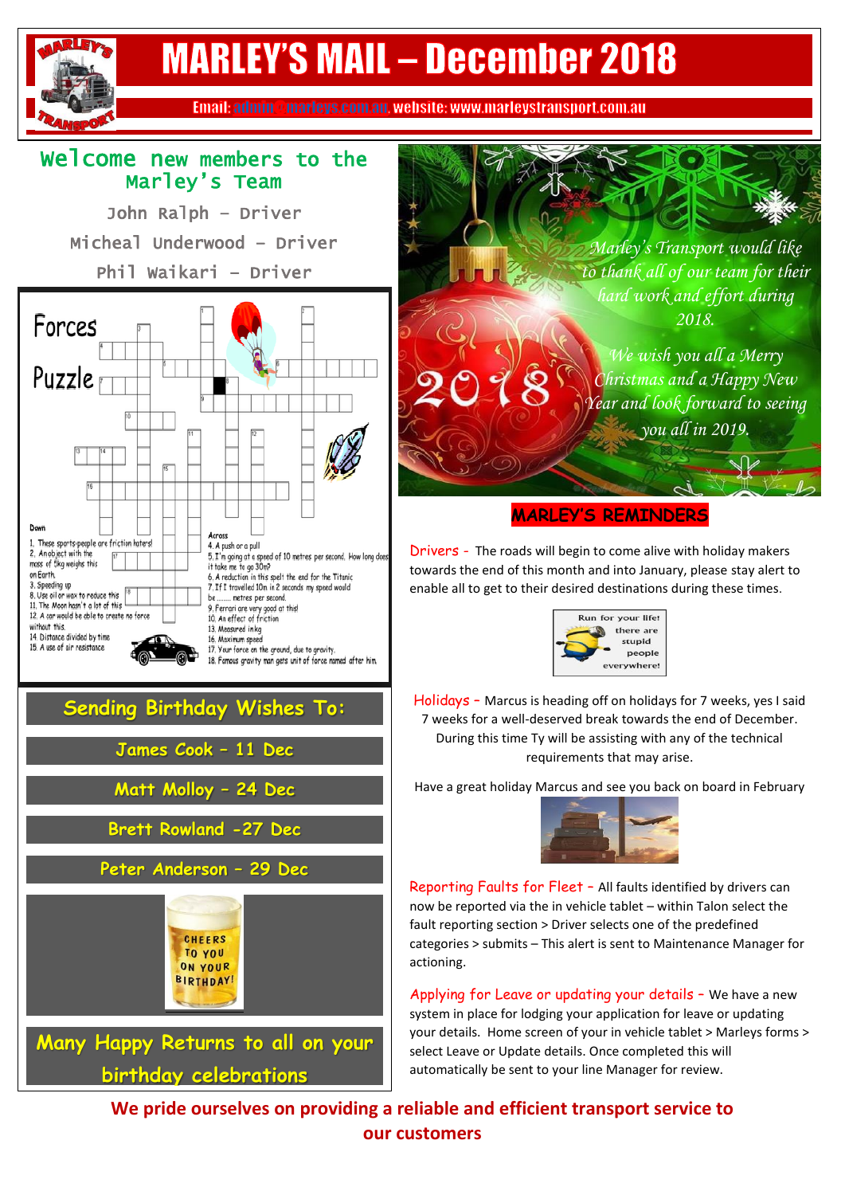# MARLEY'S MAIL – December 2018

Email: admin@marleys.com.au, website: www.marleystransport.com.au

## Welcome new members to the Marley's Team

John Ralph – Driver

Micheal Underwood – Driver

Phil Waikari – Driver

### Forces Puzzle

**Down**

1. These sports-people are friction haters!
2. An object with the mass of 5kg weighs this on Earth.
3. Speeding up
8. Use oil or wax to reduce this
11. The Moon hasn't a lot of this
12. A car would be able to create no force without this.
14. Distance divided by time
15. A use of air resistance

**Across**

4. A push or a pull
5. I'm going at a speed of 10 metres per second. How long does it take me to go 30m?
6. A reduction in this spelt the end for the Titanic
7. If I travelled 10m in 2 seconds my speed would be ........ metres per second.
9. Ferrari are very good at this!
10. An effect of friction
13. Measured in kg
16. Maximum speed
17. Your force on the ground, due to gravity.
18. Famous gravity man gets unit of force named after him.

## Sending Birthday Wishes To:

James Cook – 11 Dec

Matt Molloy – 24 Dec

Brett Rowland -27 Dec

Peter Anderson – 29 Dec

CHEERS TO YOU ON YOUR BIRTHDAY!

**Many Happy Returns to all on your birthday celebrations**

*Marley's Transport would like to thank all of our team for their hard work and effort during 2018.*

*We wish you all a Merry Christmas and a Happy New Year and look forward to seeing you all in 2019.*

## MARLEY'S REMINDERS

**Drivers** - The roads will begin to come alive with holiday makers towards the end of this month and into January, please stay alert to enable all to get to their desired destinations during these times.

Run for your life! there are stupid people everywhere!

**Holidays** – Marcus is heading off on holidays for 7 weeks, yes I said 7 weeks for a well-deserved break towards the end of December. During this time Ty will be assisting with any of the technical requirements that may arise.

Have a great holiday Marcus and see you back on board in February

**Reporting Faults for Fleet** – All faults identified by drivers can now be reported via the in vehicle tablet – within Talon select the fault reporting section > Driver selects one of the predefined categories > submits – This alert is sent to Maintenance Manager for actioning.

**Applying for Leave or updating your details** – We have a new system in place for lodging your application for leave or updating your details. Home screen of your in vehicle tablet > Marleys forms > select Leave or Update details. Once completed this will automatically be sent to your line Manager for review.

**We pride ourselves on providing a reliable and efficient transport service to our customers**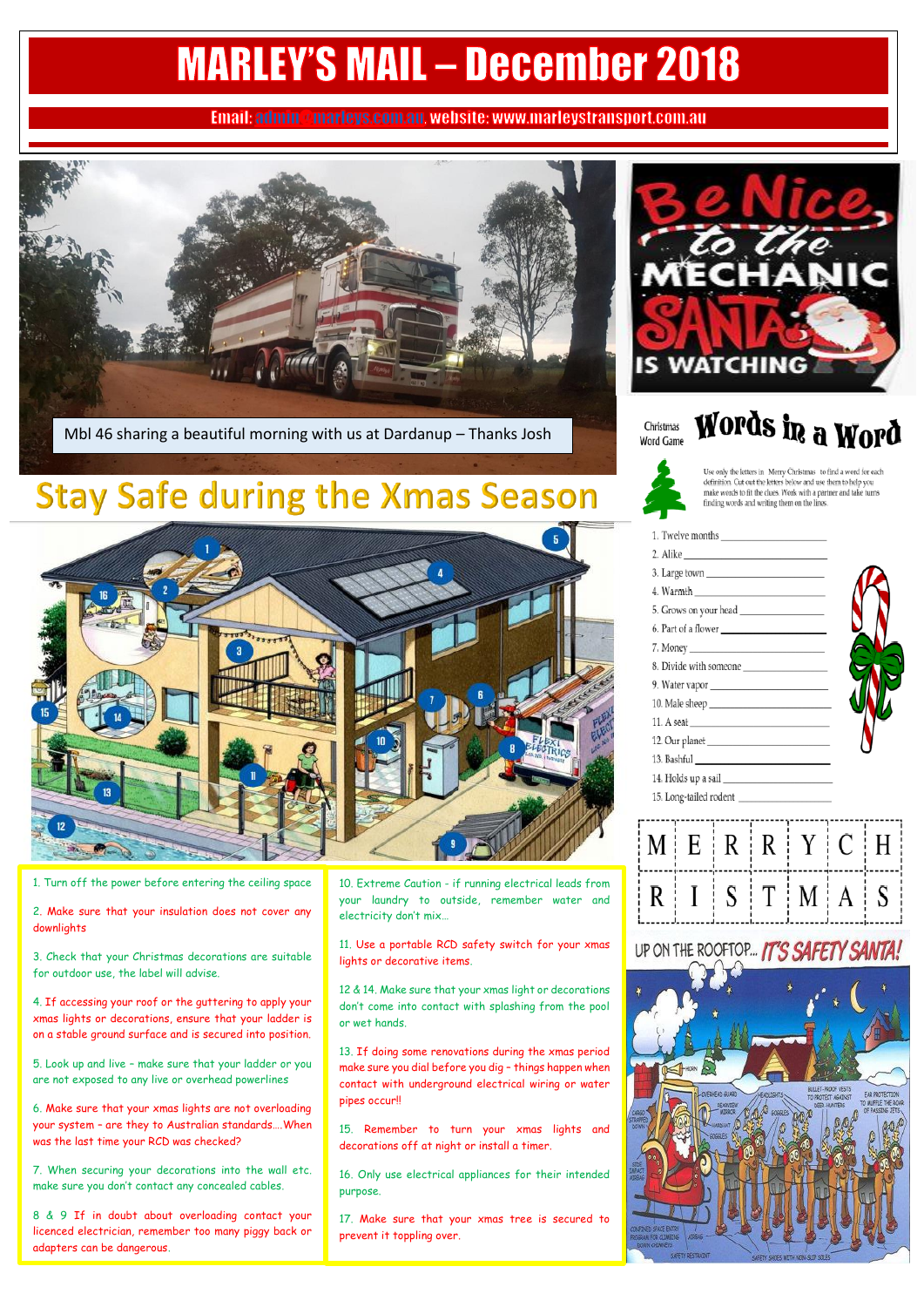# MARLEY'S MAIL – December 2018

Email: admin@marleys.com.au website: www.marleystransport.com.au

Mbl 46 sharing a beautiful morning with us at Dardanup – Thanks Josh

Be Nice to the Mechanic Santa is Watching

## Stay Safe during the Xmas Season

1. Turn off the power before entering the ceiling space

2. Make sure that your insulation does not cover any downlights

3. Check that your Christmas decorations are suitable for outdoor use, the label will advise.

4. If accessing your roof or the guttering to apply your xmas lights or decorations, ensure that your ladder is on a stable ground surface and is secured into position.

5. Look up and live – make sure that your ladder or you are not exposed to any live or overhead powerlines

6. Make sure that your xmas lights are not overloading your system – are they to Australian standards….When was the last time your RCD was checked?

7. When securing your decorations into the wall etc. make sure you don't contact any concealed cables.

8 & 9 If in doubt about overloading contact your licenced electrician, remember too many piggy back or adapters can be dangerous.

10. Extreme Caution - if running electrical leads from your laundry to outside, remember water and electricity don't mix…

11. Use a portable RCD safety switch for your xmas lights or decorative items.

12 & 14. Make sure that your xmas light or decorations don't come into contact with splashing from the pool or wet hands.

13. If doing some renovations during the xmas period make sure you dial before you dig – things happen when contact with underground electrical wiring or water pipes occur!!

15. Remember to turn your xmas lights and decorations off at night or install a timer.

16. Only use electrical appliances for their intended purpose.

17. Make sure that your xmas tree is secured to prevent it toppling over.

## Christmas Word Game – Words in a Word

Use only the letters in Merry Christmas to find a word for each definition. Cut out the letters below and use them to help you make words to fit the clues. Work with a partner and take turns finding words and writing them on the lines.

1. Twelve months ______
2. Alike ______
3. Large town ______
4. Warmth ______
5. Grows on your head ______
6. Part of a flower ______
7. Money ______
8. Divide with someone ______
9. Water vapor ______
10. Male sheep ______
11. A seat ______
12. Our planet ______
13. Bashful ______
14. Holds up a sail ______
15. Long-tailed rodent ______

| | | | | | | |
|---|---|---|---|---|---|---|
| M | E | R | R | Y | C | H |
| R | I | S | T | M | A | S |

## UP ON THE ROOFTOP... IT'S SAFETY SANTA!